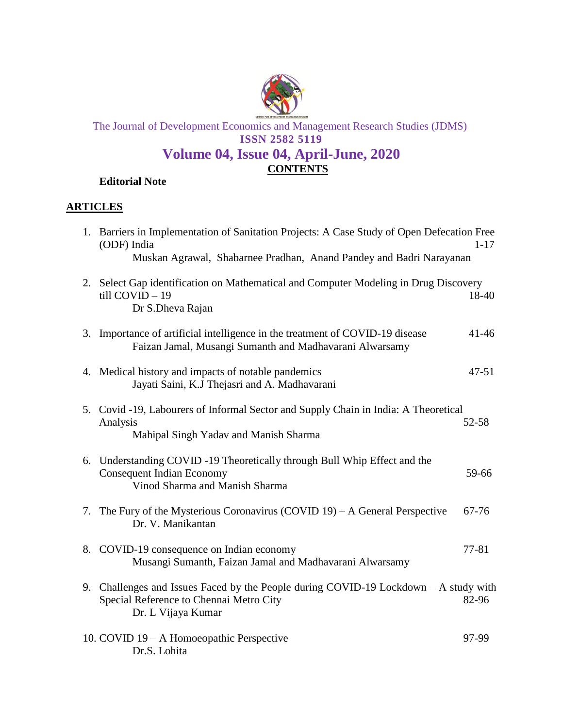The Journal of Development Economics and Management Research Studies (JDMS)

**ISSN 2582 5119**

# Volume 04, Issue 04, April-June, 2020

## CONTENTS

**Editorial Note**

## ARTICLES

1. Barriers in Implementation of Sanitation Projects: A Case Study of Open Defecation Free (ODF) India — 1-17
   Muskan Agrawal, Shabarnee Pradhan, Anand Pandey and Badri Narayanan

2. Select Gap identification on Mathematical and Computer Modeling in Drug Discovery till COVID – 19 — 18-40
   Dr S.Dheva Rajan

3. Importance of artificial intelligence in the treatment of COVID-19 disease — 41-46
   Faizan Jamal, Musangi Sumanth and Madhavarani Alwarsamy

4. Medical history and impacts of notable pandemics — 47-51
   Jayati Saini, K.J Thejasri and A. Madhavarani

5. Covid -19, Labourers of Informal Sector and Supply Chain in India: A Theoretical Analysis — 52-58
   Mahipal Singh Yadav and Manish Sharma

6. Understanding COVID -19 Theoretically through Bull Whip Effect and the Consequent Indian Economy — 59-66
   Vinod Sharma and Manish Sharma

7. The Fury of the Mysterious Coronavirus (COVID 19) – A General Perspective — 67-76
   Dr. V. Manikantan

8. COVID-19 consequence on Indian economy — 77-81
   Musangi Sumanth, Faizan Jamal and Madhavarani Alwarsamy

9. Challenges and Issues Faced by the People during COVID-19 Lockdown – A study with Special Reference to Chennai Metro City — 82-96
   Dr. L Vijaya Kumar

10. COVID 19 – A Homoeopathic Perspective — 97-99
    Dr.S. Lohita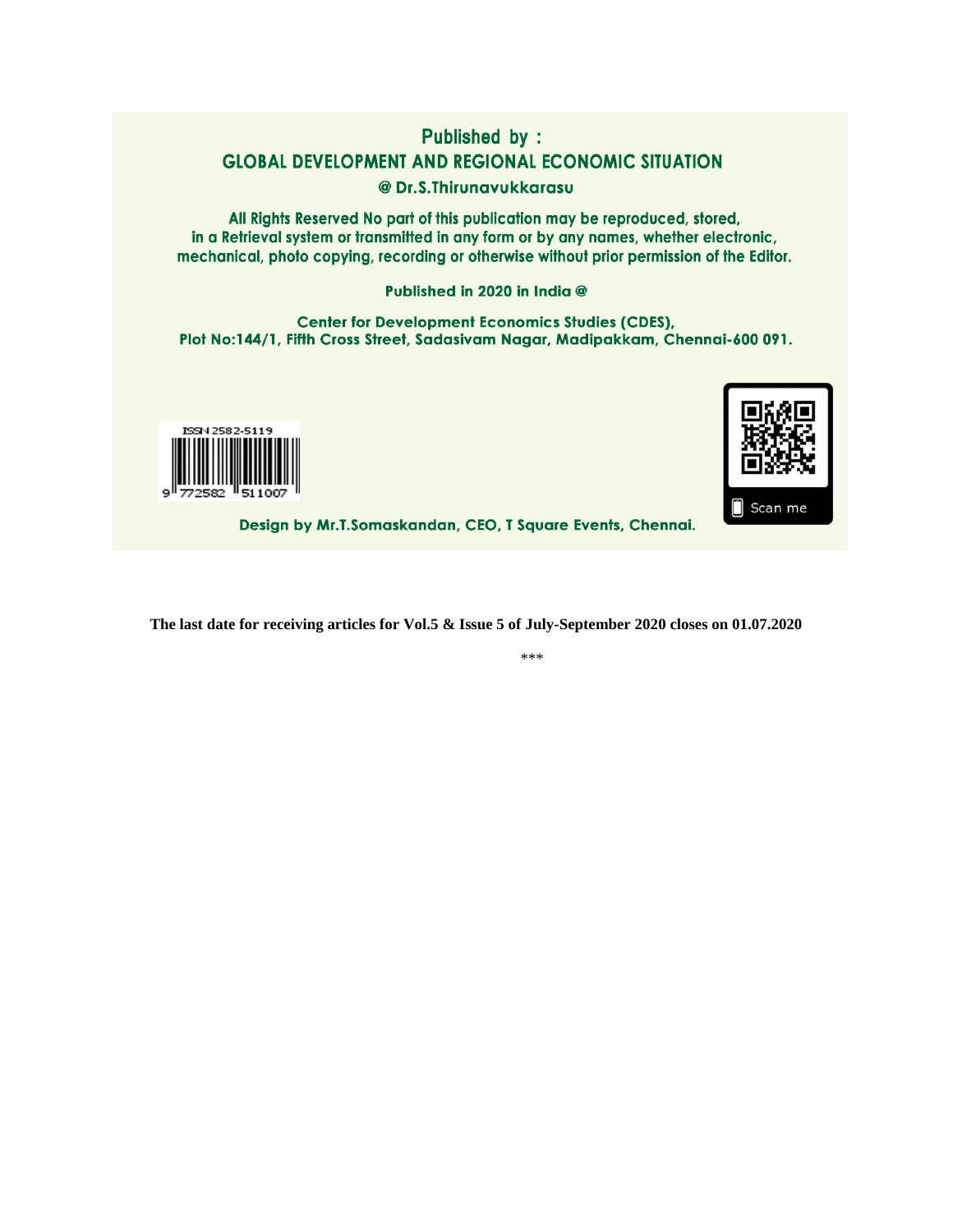**Published by :**

**GLOBAL DEVELOPMENT AND REGIONAL ECONOMIC SITUATION**

**@ Dr.S.Thirunavukkarasu**

**All Rights Reserved No part of this publication may be reproduced, stored, in a Retrieval system or transmitted in any form or by any names, whether electronic, mechanical, photo copying, recording or otherwise without prior permission of the Editor.**

**Published in 2020 in India @**

**Center for Development Economics Studies (CDES),**
**Plot No:144/1, Fifth Cross Street, Sadasivam Nagar, Madipakkam, Chennai-600 091.**

ISSN 2582-5119

9 772582 511007

Scan me

**Design by Mr.T.Somaskandan, CEO, T Square Events, Chennai.**

**The last date for receiving articles for Vol.5 & Issue 5 of July-September 2020 closes on 01.07.2020**

\*\*\*